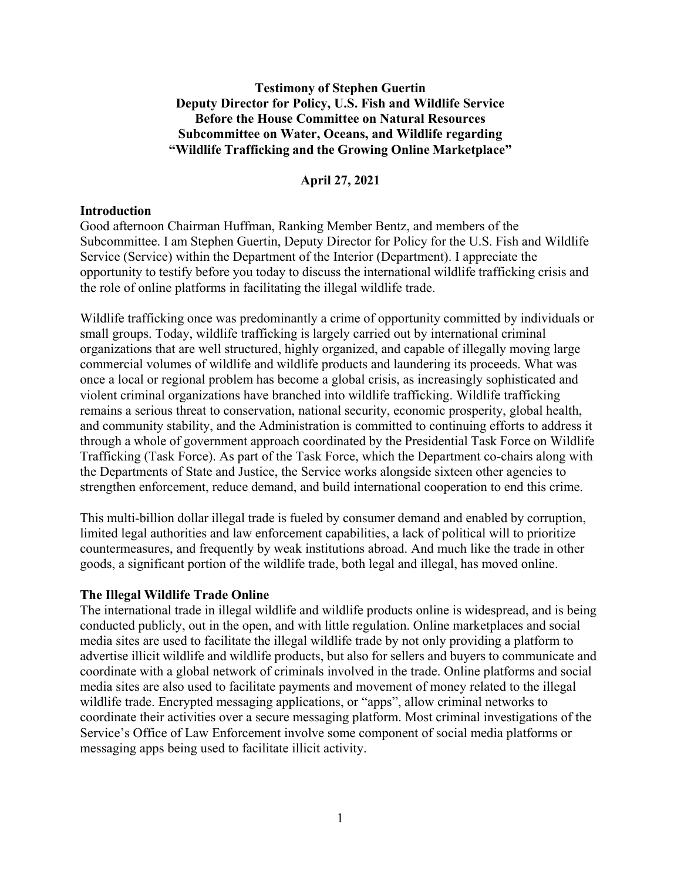**Testimony of Stephen Guertin**
**Deputy Director for Policy, U.S. Fish and Wildlife Service**
**Before the House Committee on Natural Resources**
**Subcommittee on Water, Oceans, and Wildlife regarding**
**"Wildlife Trafficking and the Growing Online Marketplace"**

**April 27, 2021**

## Introduction

Good afternoon Chairman Huffman, Ranking Member Bentz, and members of the Subcommittee. I am Stephen Guertin, Deputy Director for Policy for the U.S. Fish and Wildlife Service (Service) within the Department of the Interior (Department). I appreciate the opportunity to testify before you today to discuss the international wildlife trafficking crisis and the role of online platforms in facilitating the illegal wildlife trade.

Wildlife trafficking once was predominantly a crime of opportunity committed by individuals or small groups. Today, wildlife trafficking is largely carried out by international criminal organizations that are well structured, highly organized, and capable of illegally moving large commercial volumes of wildlife and wildlife products and laundering its proceeds. What was once a local or regional problem has become a global crisis, as increasingly sophisticated and violent criminal organizations have branched into wildlife trafficking. Wildlife trafficking remains a serious threat to conservation, national security, economic prosperity, global health, and community stability, and the Administration is committed to continuing efforts to address it through a whole of government approach coordinated by the Presidential Task Force on Wildlife Trafficking (Task Force). As part of the Task Force, which the Department co-chairs along with the Departments of State and Justice, the Service works alongside sixteen other agencies to strengthen enforcement, reduce demand, and build international cooperation to end this crime.

This multi-billion dollar illegal trade is fueled by consumer demand and enabled by corruption, limited legal authorities and law enforcement capabilities, a lack of political will to prioritize countermeasures, and frequently by weak institutions abroad. And much like the trade in other goods, a significant portion of the wildlife trade, both legal and illegal, has moved online.

## The Illegal Wildlife Trade Online

The international trade in illegal wildlife and wildlife products online is widespread, and is being conducted publicly, out in the open, and with little regulation. Online marketplaces and social media sites are used to facilitate the illegal wildlife trade by not only providing a platform to advertise illicit wildlife and wildlife products, but also for sellers and buyers to communicate and coordinate with a global network of criminals involved in the trade. Online platforms and social media sites are also used to facilitate payments and movement of money related to the illegal wildlife trade. Encrypted messaging applications, or "apps", allow criminal networks to coordinate their activities over a secure messaging platform. Most criminal investigations of the Service's Office of Law Enforcement involve some component of social media platforms or messaging apps being used to facilitate illicit activity.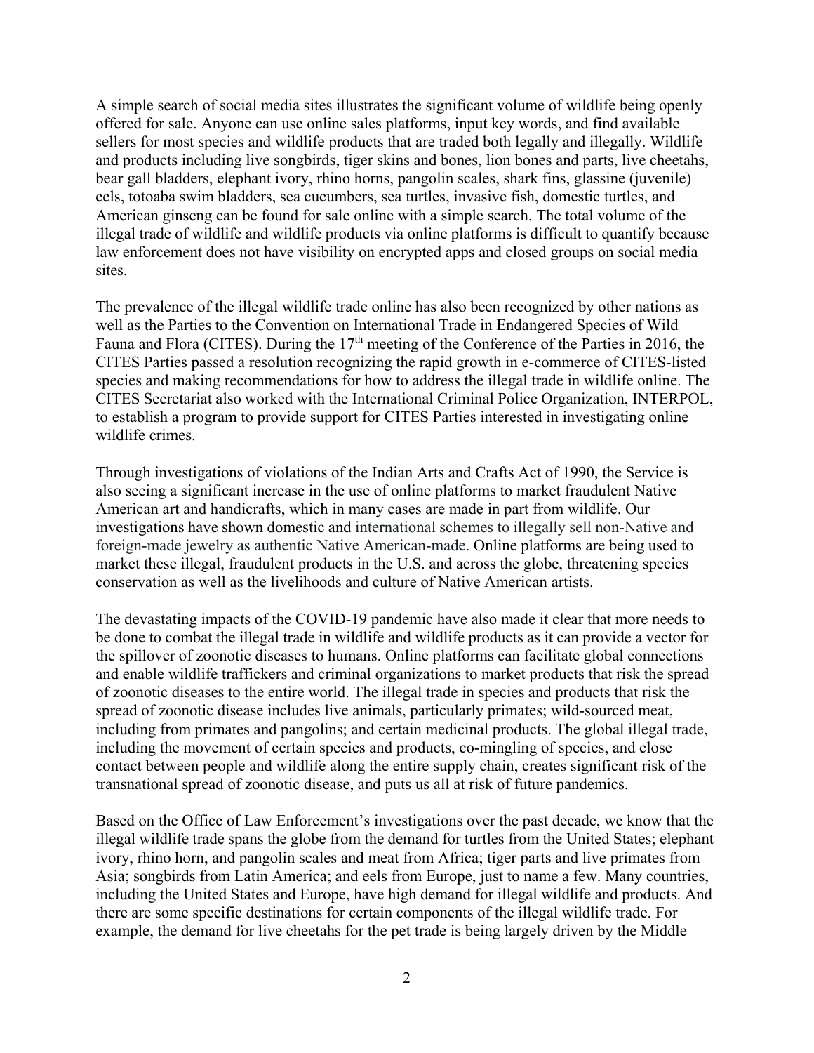A simple search of social media sites illustrates the significant volume of wildlife being openly offered for sale. Anyone can use online sales platforms, input key words, and find available sellers for most species and wildlife products that are traded both legally and illegally. Wildlife and products including live songbirds, tiger skins and bones, lion bones and parts, live cheetahs, bear gall bladders, elephant ivory, rhino horns, pangolin scales, shark fins, glassine (juvenile) eels, totoaba swim bladders, sea cucumbers, sea turtles, invasive fish, domestic turtles, and American ginseng can be found for sale online with a simple search. The total volume of the illegal trade of wildlife and wildlife products via online platforms is difficult to quantify because law enforcement does not have visibility on encrypted apps and closed groups on social media sites.

The prevalence of the illegal wildlife trade online has also been recognized by other nations as well as the Parties to the Convention on International Trade in Endangered Species of Wild Fauna and Flora (CITES). During the 17th meeting of the Conference of the Parties in 2016, the CITES Parties passed a resolution recognizing the rapid growth in e-commerce of CITES-listed species and making recommendations for how to address the illegal trade in wildlife online. The CITES Secretariat also worked with the International Criminal Police Organization, INTERPOL, to establish a program to provide support for CITES Parties interested in investigating online wildlife crimes.

Through investigations of violations of the Indian Arts and Crafts Act of 1990, the Service is also seeing a significant increase in the use of online platforms to market fraudulent Native American art and handicrafts, which in many cases are made in part from wildlife. Our investigations have shown domestic and international schemes to illegally sell non-Native and foreign-made jewelry as authentic Native American-made. Online platforms are being used to market these illegal, fraudulent products in the U.S. and across the globe, threatening species conservation as well as the livelihoods and culture of Native American artists.

The devastating impacts of the COVID-19 pandemic have also made it clear that more needs to be done to combat the illegal trade in wildlife and wildlife products as it can provide a vector for the spillover of zoonotic diseases to humans. Online platforms can facilitate global connections and enable wildlife traffickers and criminal organizations to market products that risk the spread of zoonotic diseases to the entire world. The illegal trade in species and products that risk the spread of zoonotic disease includes live animals, particularly primates; wild-sourced meat, including from primates and pangolins; and certain medicinal products. The global illegal trade, including the movement of certain species and products, co-mingling of species, and close contact between people and wildlife along the entire supply chain, creates significant risk of the transnational spread of zoonotic disease, and puts us all at risk of future pandemics.

Based on the Office of Law Enforcement's investigations over the past decade, we know that the illegal wildlife trade spans the globe from the demand for turtles from the United States; elephant ivory, rhino horn, and pangolin scales and meat from Africa; tiger parts and live primates from Asia; songbirds from Latin America; and eels from Europe, just to name a few. Many countries, including the United States and Europe, have high demand for illegal wildlife and products. And there are some specific destinations for certain components of the illegal wildlife trade. For example, the demand for live cheetahs for the pet trade is being largely driven by the Middle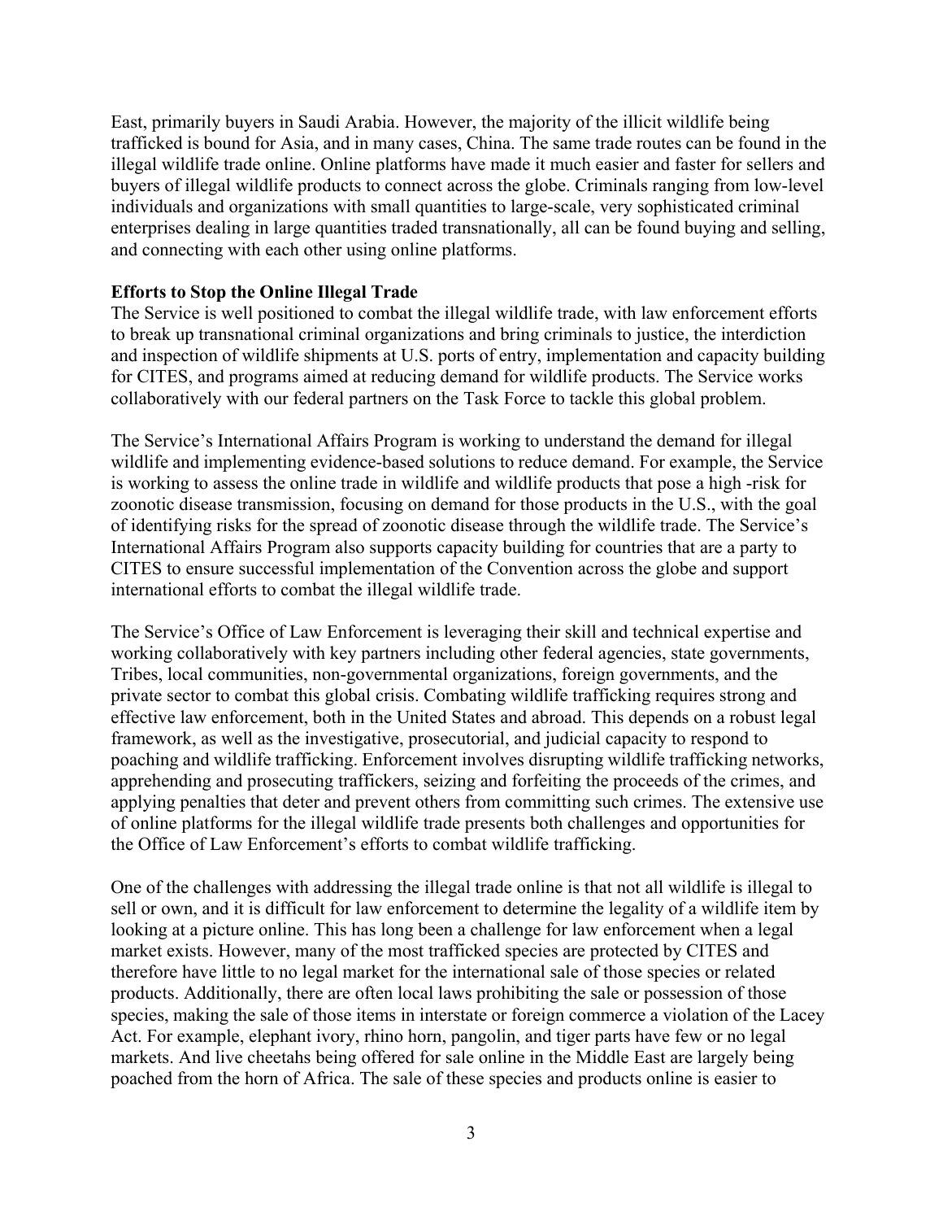East, primarily buyers in Saudi Arabia. However, the majority of the illicit wildlife being trafficked is bound for Asia, and in many cases, China. The same trade routes can be found in the illegal wildlife trade online. Online platforms have made it much easier and faster for sellers and buyers of illegal wildlife products to connect across the globe. Criminals ranging from low-level individuals and organizations with small quantities to large-scale, very sophisticated criminal enterprises dealing in large quantities traded transnationally, all can be found buying and selling, and connecting with each other using online platforms.

**Efforts to Stop the Online Illegal Trade**

The Service is well positioned to combat the illegal wildlife trade, with law enforcement efforts to break up transnational criminal organizations and bring criminals to justice, the interdiction and inspection of wildlife shipments at U.S. ports of entry, implementation and capacity building for CITES, and programs aimed at reducing demand for wildlife products. The Service works collaboratively with our federal partners on the Task Force to tackle this global problem.

The Service's International Affairs Program is working to understand the demand for illegal wildlife and implementing evidence-based solutions to reduce demand. For example, the Service is working to assess the online trade in wildlife and wildlife products that pose a high -risk for zoonotic disease transmission, focusing on demand for those products in the U.S., with the goal of identifying risks for the spread of zoonotic disease through the wildlife trade. The Service's International Affairs Program also supports capacity building for countries that are a party to CITES to ensure successful implementation of the Convention across the globe and support international efforts to combat the illegal wildlife trade.

The Service's Office of Law Enforcement is leveraging their skill and technical expertise and working collaboratively with key partners including other federal agencies, state governments, Tribes, local communities, non-governmental organizations, foreign governments, and the private sector to combat this global crisis. Combating wildlife trafficking requires strong and effective law enforcement, both in the United States and abroad. This depends on a robust legal framework, as well as the investigative, prosecutorial, and judicial capacity to respond to poaching and wildlife trafficking. Enforcement involves disrupting wildlife trafficking networks, apprehending and prosecuting traffickers, seizing and forfeiting the proceeds of the crimes, and applying penalties that deter and prevent others from committing such crimes. The extensive use of online platforms for the illegal wildlife trade presents both challenges and opportunities for the Office of Law Enforcement's efforts to combat wildlife trafficking.

One of the challenges with addressing the illegal trade online is that not all wildlife is illegal to sell or own, and it is difficult for law enforcement to determine the legality of a wildlife item by looking at a picture online. This has long been a challenge for law enforcement when a legal market exists. However, many of the most trafficked species are protected by CITES and therefore have little to no legal market for the international sale of those species or related products. Additionally, there are often local laws prohibiting the sale or possession of those species, making the sale of those items in interstate or foreign commerce a violation of the Lacey Act. For example, elephant ivory, rhino horn, pangolin, and tiger parts have few or no legal markets. And live cheetahs being offered for sale online in the Middle East are largely being poached from the horn of Africa. The sale of these species and products online is easier to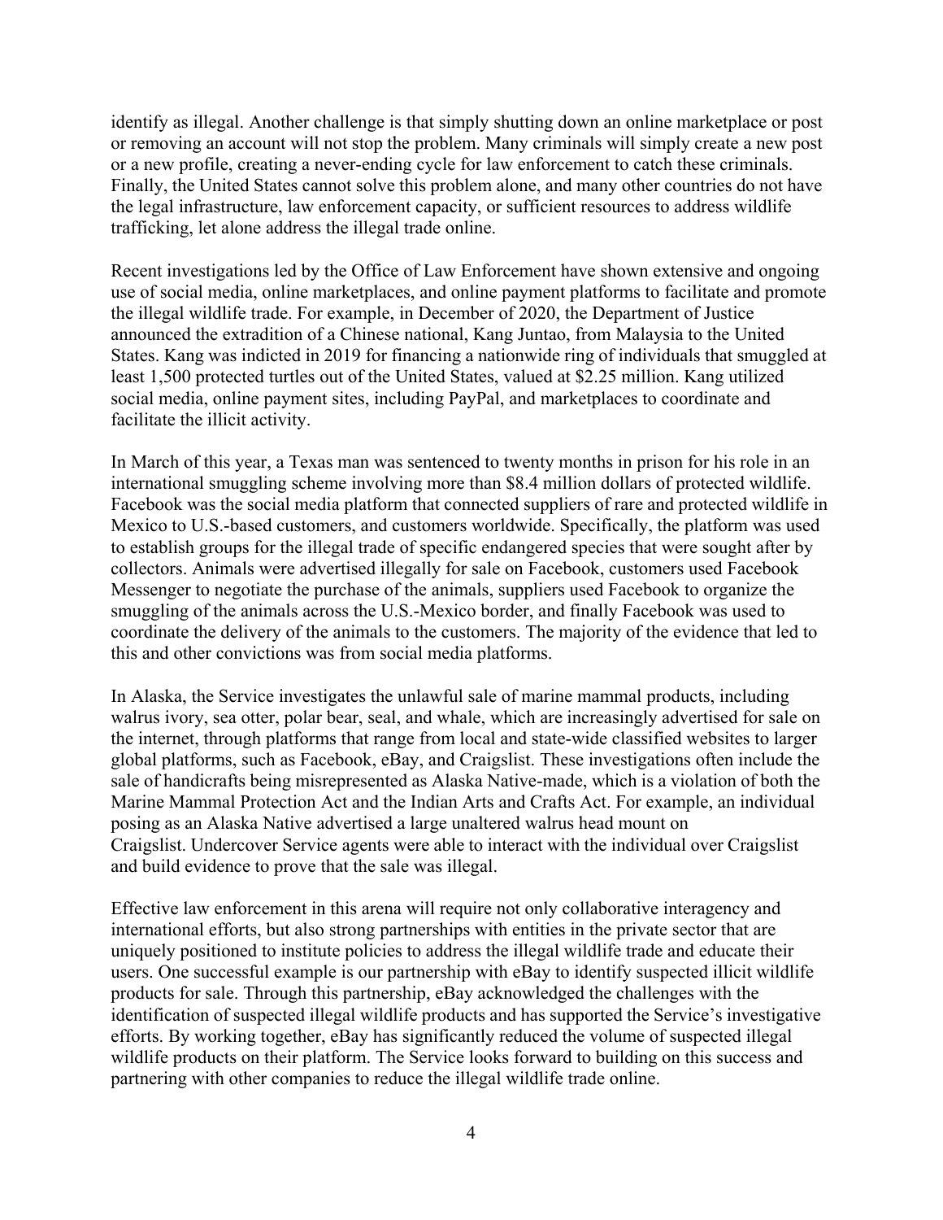identify as illegal. Another challenge is that simply shutting down an online marketplace or post or removing an account will not stop the problem. Many criminals will simply create a new post or a new profile, creating a never-ending cycle for law enforcement to catch these criminals. Finally, the United States cannot solve this problem alone, and many other countries do not have the legal infrastructure, law enforcement capacity, or sufficient resources to address wildlife trafficking, let alone address the illegal trade online.

Recent investigations led by the Office of Law Enforcement have shown extensive and ongoing use of social media, online marketplaces, and online payment platforms to facilitate and promote the illegal wildlife trade. For example, in December of 2020, the Department of Justice announced the extradition of a Chinese national, Kang Juntao, from Malaysia to the United States. Kang was indicted in 2019 for financing a nationwide ring of individuals that smuggled at least 1,500 protected turtles out of the United States, valued at $2.25 million. Kang utilized social media, online payment sites, including PayPal, and marketplaces to coordinate and facilitate the illicit activity.

In March of this year, a Texas man was sentenced to twenty months in prison for his role in an international smuggling scheme involving more than $8.4 million dollars of protected wildlife. Facebook was the social media platform that connected suppliers of rare and protected wildlife in Mexico to U.S.-based customers, and customers worldwide. Specifically, the platform was used to establish groups for the illegal trade of specific endangered species that were sought after by collectors. Animals were advertised illegally for sale on Facebook, customers used Facebook Messenger to negotiate the purchase of the animals, suppliers used Facebook to organize the smuggling of the animals across the U.S.-Mexico border, and finally Facebook was used to coordinate the delivery of the animals to the customers. The majority of the evidence that led to this and other convictions was from social media platforms.

In Alaska, the Service investigates the unlawful sale of marine mammal products, including walrus ivory, sea otter, polar bear, seal, and whale, which are increasingly advertised for sale on the internet, through platforms that range from local and state-wide classified websites to larger global platforms, such as Facebook, eBay, and Craigslist. These investigations often include the sale of handicrafts being misrepresented as Alaska Native-made, which is a violation of both the Marine Mammal Protection Act and the Indian Arts and Crafts Act. For example, an individual posing as an Alaska Native advertised a large unaltered walrus head mount on Craigslist. Undercover Service agents were able to interact with the individual over Craigslist and build evidence to prove that the sale was illegal.

Effective law enforcement in this arena will require not only collaborative interagency and international efforts, but also strong partnerships with entities in the private sector that are uniquely positioned to institute policies to address the illegal wildlife trade and educate their users. One successful example is our partnership with eBay to identify suspected illicit wildlife products for sale. Through this partnership, eBay acknowledged the challenges with the identification of suspected illegal wildlife products and has supported the Service's investigative efforts. By working together, eBay has significantly reduced the volume of suspected illegal wildlife products on their platform. The Service looks forward to building on this success and partnering with other companies to reduce the illegal wildlife trade online.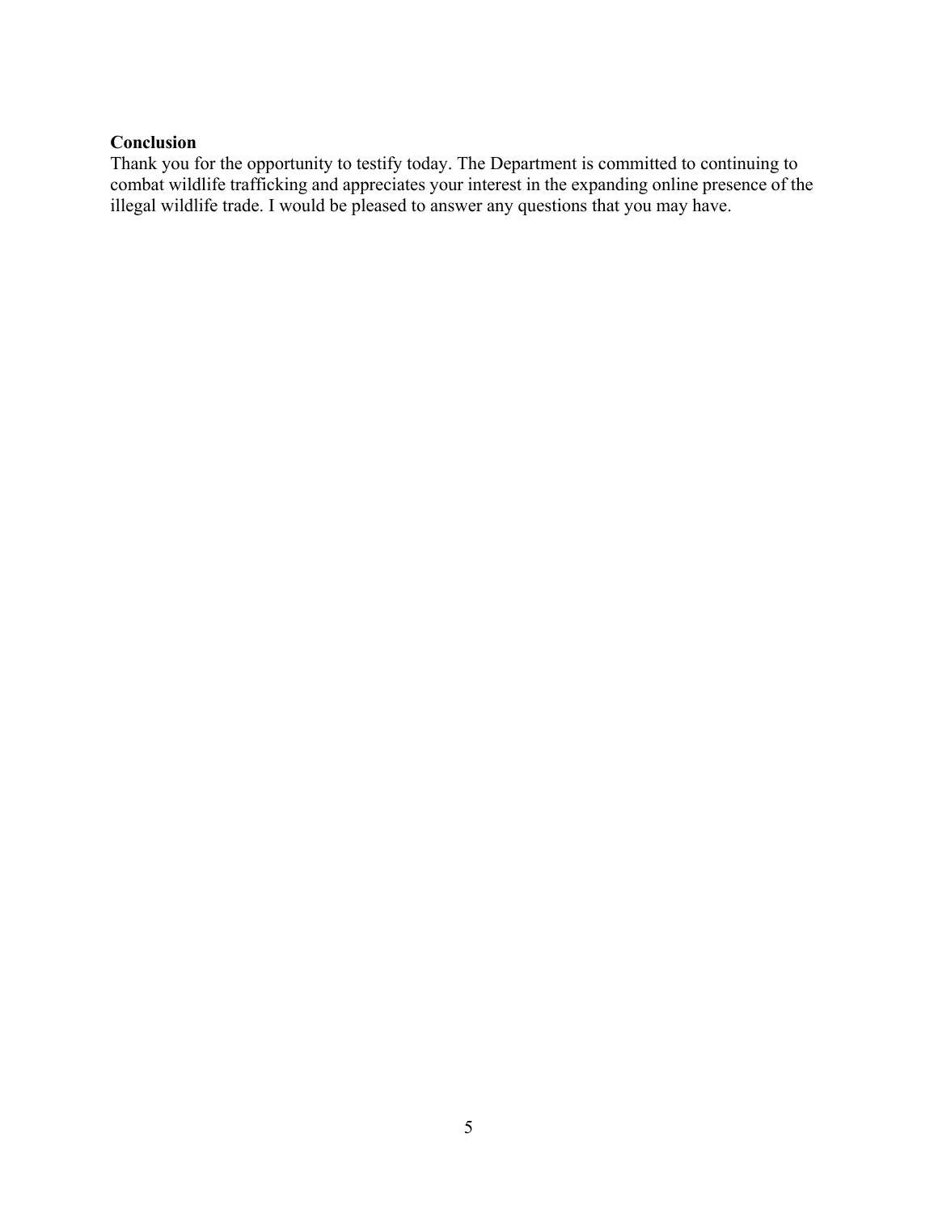**Conclusion**

Thank you for the opportunity to testify today. The Department is committed to continuing to combat wildlife trafficking and appreciates your interest in the expanding online presence of the illegal wildlife trade. I would be pleased to answer any questions that you may have.